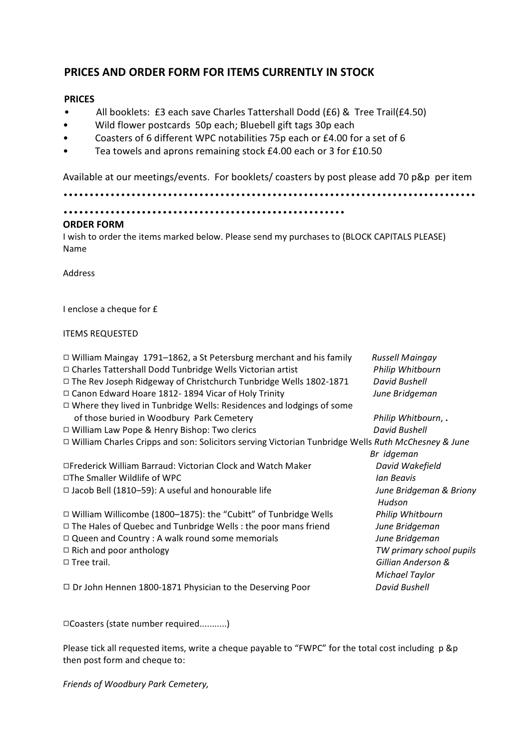## PRICES AND ORDER FORM FOR ITEMS CURRENTLY IN STOCK

**PRICES**

- All booklets: £3 each save Charles Tattershall Dodd (£6) & Tree Trail(£4.50)
- Wild flower postcards 50p each; Bluebell gift tags 30p each
- Coasters of 6 different WPC notabilities 75p each or £4.00 for a set of 6
- Tea towels and aprons remaining stock £4.00 each or 3 for £10.50

Available at our meetings/events. For booklets/ coasters by post please add 70 p&p per item

••••••••••••••••••••••••••••••••••••••••••••••••••••••••••••••••••••••••••••••••••••••••••••••••••••••••••••••••••••••••••••••••

**ORDER FORM**

I wish to order the items marked below. Please send my purchases to (BLOCK CAPITALS PLEASE)
Name

Address

I enclose a cheque for £

ITEMS REQUESTED

| Item | Author |
|---|---|
| □ William Maingay 1791–1862, a St Petersburg merchant and his family | *Russell Maingay* |
| □ Charles Tattershall Dodd Tunbridge Wells Victorian artist | *Philip Whitbourn* |
| □ The Rev Joseph Ridgeway of Christchurch Tunbridge Wells 1802-1871 | *David Bushell* |
| □ Canon Edward Hoare 1812- 1894 Vicar of Holy Trinity | *June Bridgeman* |
| □ Where they lived in Tunbridge Wells: Residences and lodgings of some of those buried in Woodbury Park Cemetery | *Philip Whitbourn*, **.** |
| □ William Law Pope & Henry Bishop: Two clerics | *David Bushell* |
| □ William Charles Cripps and son: Solicitors serving Victorian Tunbridge Wells | *Ruth McChesney & June Br idgeman* |
| □Frederick William Barraud: Victorian Clock and Watch Maker | *David Wakefield* |
| □The Smaller Wildlife of WPC | *Ian Beavis* |
| □ Jacob Bell (1810–59): A useful and honourable life | *June Bridgeman & Briony Hudson* |
| □ William Willicombe (1800–1875): the "Cubitt" of Tunbridge Wells | *Philip Whitbourn* |
| □ The Hales of Quebec and Tunbridge Wells : the poor mans friend | *June Bridgeman* |
| □ Queen and Country : A walk round some memorials | *June Bridgeman* |
| □ Rich and poor anthology | *TW primary school pupils* |
| □ Tree trail. | *Gillian Anderson & Michael Taylor* |
| □ Dr John Hennen 1800-1871 Physician to the Deserving Poor | *David Bushell* |

□Coasters (state number required...........)

Please tick all requested items, write a cheque payable to "FWPC" for the total cost including p &p then post form and cheque to:

*Friends of Woodbury Park Cemetery,*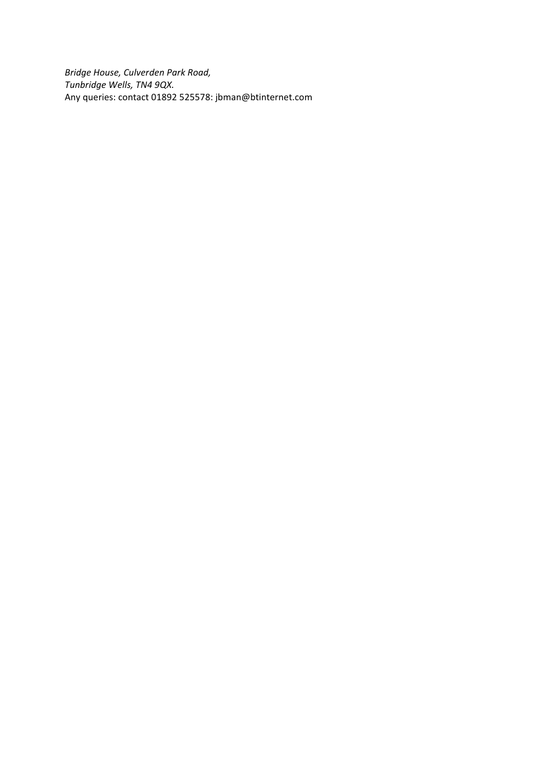*Bridge House, Culverden Park Road,*
*Tunbridge Wells, TN4 9QX.*
Any queries: contact 01892 525578: jbman@btinternet.com